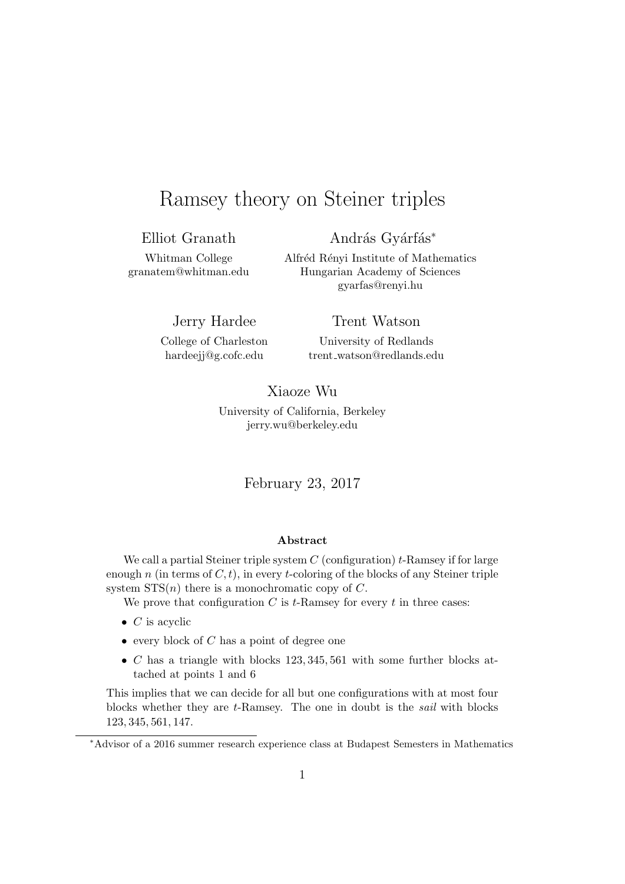# Ramsey theory on Steiner triples

Elliot Granath
Whitman College
granatem@whitman.edu

András Gyárfás*
Alfréd Rényi Institute of Mathematics
Hungarian Academy of Sciences
gyarfas@renyi.hu

Jerry Hardee
College of Charleston
hardeejj@g.cofc.edu

Trent Watson
University of Redlands
trent_watson@redlands.edu

Xiaoze Wu
University of California, Berkeley
jerry.wu@berkeley.edu

February 23, 2017

**Abstract**

We call a partial Steiner triple system $C$ (configuration) $t$-Ramsey if for large enough $n$ (in terms of $C, t$), in every $t$-coloring of the blocks of any Steiner triple system STS($n$) there is a monochromatic copy of $C$.

We prove that configuration $C$ is $t$-Ramsey for every $t$ in three cases:

- $C$ is acyclic
- every block of $C$ has a point of degree one
- $C$ has a triangle with blocks $123, 345, 561$ with some further blocks attached at points 1 and 6

This implies that we can decide for all but one configurations with at most four blocks whether they are $t$-Ramsey. The one in doubt is the *sail* with blocks $123, 345, 561, 147$.

*Advisor of a 2016 summer research experience class at Budapest Semesters in Mathematics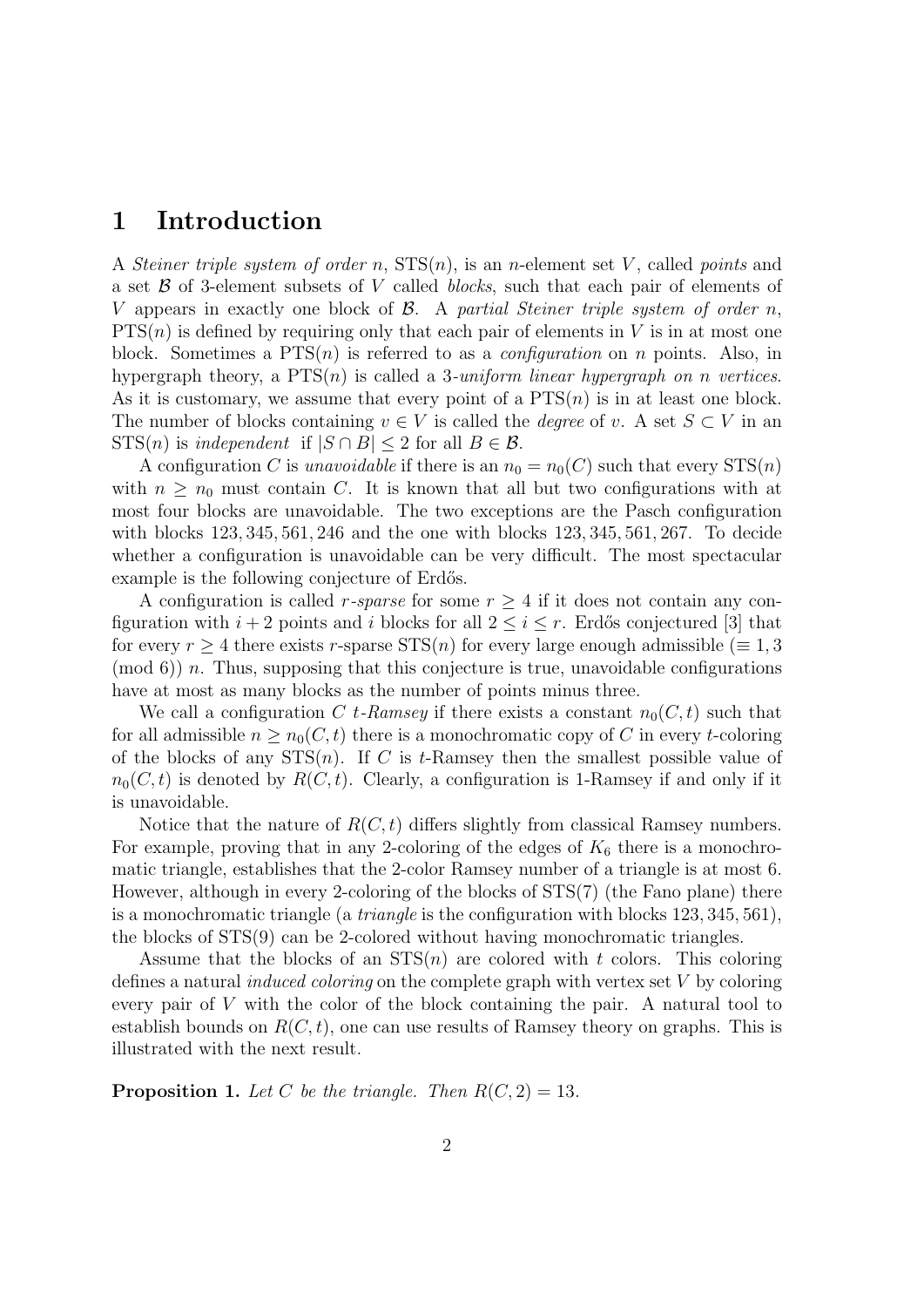# 1 Introduction

A *Steiner triple system of order* $n$, $\mathrm{STS}(n)$, is an $n$-element set $V$, called *points* and a set $\mathcal{B}$ of 3-element subsets of $V$ called *blocks*, such that each pair of elements of $V$ appears in exactly one block of $\mathcal{B}$. A *partial Steiner triple system of order* $n$, $\mathrm{PTS}(n)$ is defined by requiring only that each pair of elements in $V$ is in at most one block. Sometimes a $\mathrm{PTS}(n)$ is referred to as a *configuration* on $n$ points. Also, in hypergraph theory, a $\mathrm{PTS}(n)$ is called a 3*-uniform linear hypergraph on* $n$ *vertices*. As it is customary, we assume that every point of a $\mathrm{PTS}(n)$ is in at least one block. The number of blocks containing $v \in V$ is called the *degree* of $v$. A set $S \subset V$ in an $\mathrm{STS}(n)$ is *independent* if $|S \cap B| \leq 2$ for all $B \in \mathcal{B}$.

A configuration $C$ is *unavoidable* if there is an $n_0 = n_0(C)$ such that every $\mathrm{STS}(n)$ with $n \geq n_0$ must contain $C$. It is known that all but two configurations with at most four blocks are unavoidable. The two exceptions are the Pasch configuration with blocks $123, 345, 561, 246$ and the one with blocks $123, 345, 561, 267$. To decide whether a configuration is unavoidable can be very difficult. The most spectacular example is the following conjecture of Erdős.

A configuration is called $r$*-sparse* for some $r \geq 4$ if it does not contain any configuration with $i+2$ points and $i$ blocks for all $2 \leq i \leq r$. Erdős conjectured [3] that for every $r \geq 4$ there exists $r$-sparse $\mathrm{STS}(n)$ for every large enough admissible ($\equiv 1, 3 \pmod 6$) $n$. Thus, supposing that this conjecture is true, unavoidable configurations have at most as many blocks as the number of points minus three.

We call a configuration $C$ $t$*-Ramsey* if there exists a constant $n_0(C,t)$ such that for all admissible $n \geq n_0(C,t)$ there is a monochromatic copy of $C$ in every $t$-coloring of the blocks of any $\mathrm{STS}(n)$. If $C$ is $t$-Ramsey then the smallest possible value of $n_0(C,t)$ is denoted by $R(C,t)$. Clearly, a configuration is 1-Ramsey if and only if it is unavoidable.

Notice that the nature of $R(C,t)$ differs slightly from classical Ramsey numbers. For example, proving that in any 2-coloring of the edges of $K_6$ there is a monochromatic triangle, establishes that the 2-color Ramsey number of a triangle is at most 6. However, although in every 2-coloring of the blocks of STS(7) (the Fano plane) there is a monochromatic triangle (a *triangle* is the configuration with blocks $123, 345, 561$), the blocks of STS(9) can be 2-colored without having monochromatic triangles.

Assume that the blocks of an $\mathrm{STS}(n)$ are colored with $t$ colors. This coloring defines a natural *induced coloring* on the complete graph with vertex set $V$ by coloring every pair of $V$ with the color of the block containing the pair. A natural tool to establish bounds on $R(C,t)$, one can use results of Ramsey theory on graphs. This is illustrated with the next result.

**Proposition 1.** *Let $C$ be the triangle. Then $R(C,2) = 13$.*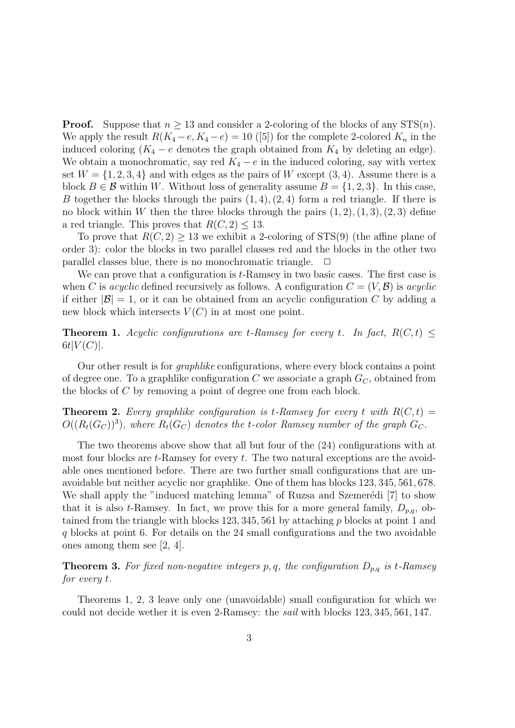**Proof.** Suppose that $n \geq 13$ and consider a 2-coloring of the blocks of any STS($n$). We apply the result $R(K_4 - e, K_4 - e) = 10$ ([5]) for the complete 2-colored $K_n$ in the induced coloring ($K_4 - e$ denotes the graph obtained from $K_4$ by deleting an edge). We obtain a monochromatic, say red $K_4 - e$ in the induced coloring, say with vertex set $W = \{1, 2, 3, 4\}$ and with edges as the pairs of $W$ except $(3, 4)$. Assume there is a block $B \in \mathcal{B}$ within $W$. Without loss of generality assume $B = \{1, 2, 3\}$. In this case, $B$ together the blocks through the pairs $(1, 4), (2, 4)$ form a red triangle. If there is no block within $W$ then the three blocks through the pairs $(1, 2), (1, 3), (2, 3)$ define a red triangle. This proves that $R(C, 2) \leq 13$.

To prove that $R(C, 2) \geq 13$ we exhibit a 2-coloring of STS(9) (the affine plane of order 3): color the blocks in two parallel classes red and the blocks in the other two parallel classes blue, there is no monochromatic triangle. $\Box$

We can prove that a configuration is $t$-Ramsey in two basic cases. The first case is when $C$ is *acyclic* defined recursively as follows. A configuration $C = (V, \mathcal{B})$ is *acyclic* if either $|\mathcal{B}| = 1$, or it can be obtained from an acyclic configuration $C$ by adding a new block which intersects $V(C)$ in at most one point.

**Theorem 1.** *Acyclic configurations are $t$-Ramsey for every $t$. In fact, $R(C, t) \leq 6t|V(C)|$.*

Our other result is for *graphlike* configurations, where every block contains a point of degree one. To a graphlike configuration $C$ we associate a graph $G_C$, obtained from the blocks of $C$ by removing a point of degree one from each block.

**Theorem 2.** *Every graphlike configuration is $t$-Ramsey for every $t$ with $R(C, t) = O((R_t(G_C))^3)$, where $R_t(G_C)$ denotes the $t$-color Ramsey number of the graph $G_C$.*

The two theorems above show that all but four of the (24) configurations with at most four blocks are $t$-Ramsey for every $t$. The two natural exceptions are the avoidable ones mentioned before. There are two further small configurations that are unavoidable but neither acyclic nor graphlike. One of them has blocks $123, 345, 561, 678$. We shall apply the "induced matching lemma" of Ruzsa and Szemerédi [7] to show that it is also $t$-Ramsey. In fact, we prove this for a more general family, $D_{p,q}$, obtained from the triangle with blocks $123, 345, 561$ by attaching $p$ blocks at point 1 and $q$ blocks at point 6. For details on the 24 small configurations and the two avoidable ones among them see [2, 4].

**Theorem 3.** *For fixed non-negative integers $p, q$, the configuration $D_{p,q}$ is $t$-Ramsey for every $t$.*

Theorems 1, 2, 3 leave only one (unavoidable) small configuration for which we could not decide wether it is even 2-Ramsey: the *sail* with blocks $123, 345, 561, 147$.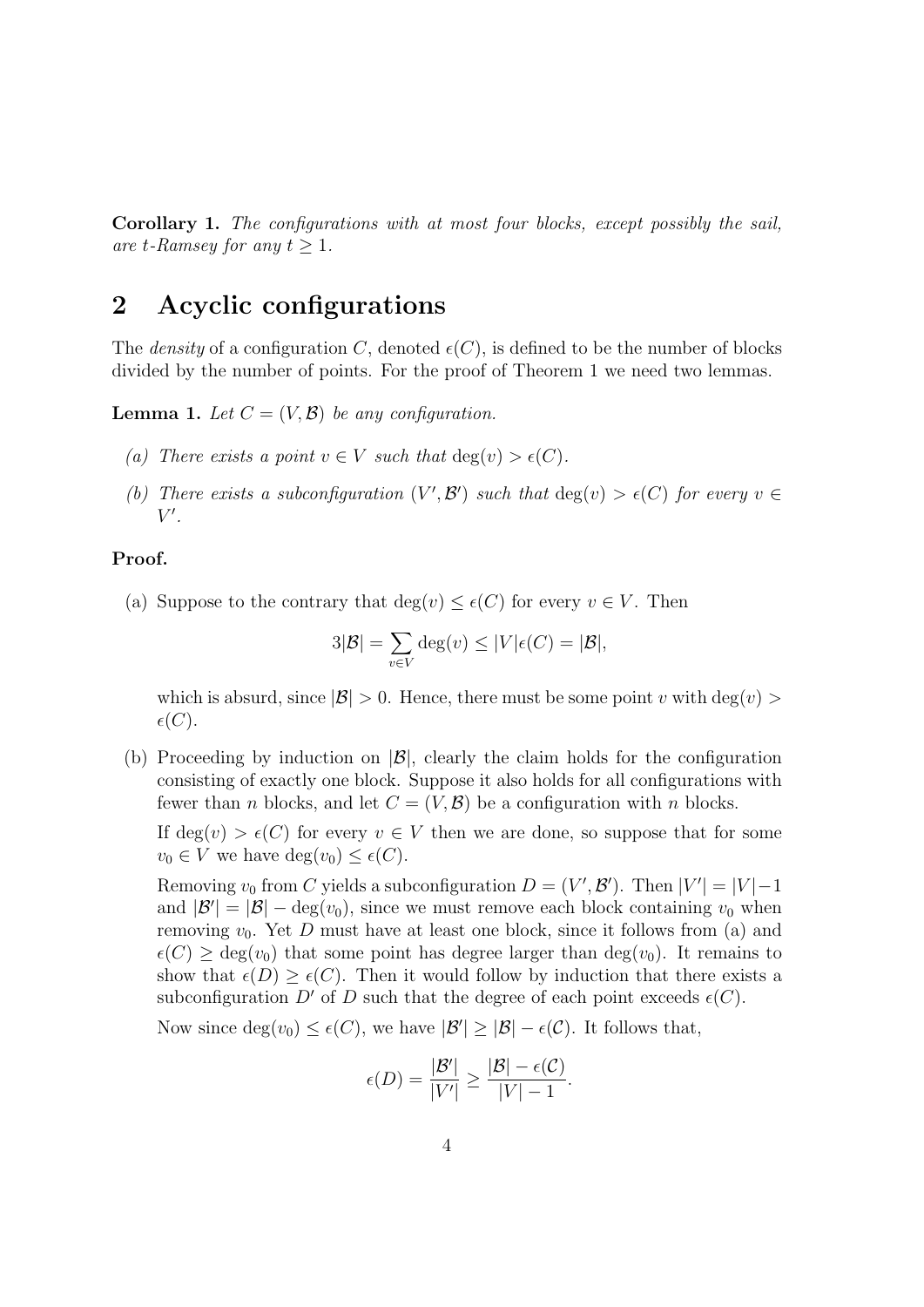**Corollary 1.** *The configurations with at most four blocks, except possibly the sail, are t-Ramsey for any $t \geq 1$.*

## 2 Acyclic configurations

The *density* of a configuration $C$, denoted $\epsilon(C)$, is defined to be the number of blocks divided by the number of points. For the proof of Theorem 1 we need two lemmas.

**Lemma 1.** *Let $C = (V, \mathcal{B})$ be any configuration.*

*(a) There exists a point $v \in V$ such that $\deg(v) > \epsilon(C)$.*

*(b) There exists a subconfiguration $(V', \mathcal{B}')$ such that $\deg(v) > \epsilon(C)$ for every $v \in V'$.*

**Proof.**

(a) Suppose to the contrary that $\deg(v) \leq \epsilon(C)$ for every $v \in V$. Then

$$3|\mathcal{B}| = \sum_{v \in V} \deg(v) \leq |V|\epsilon(C) = |\mathcal{B}|,$$

which is absurd, since $|\mathcal{B}| > 0$. Hence, there must be some point $v$ with $\deg(v) > \epsilon(C)$.

(b) Proceeding by induction on $|\mathcal{B}|$, clearly the claim holds for the configuration consisting of exactly one block. Suppose it also holds for all configurations with fewer than $n$ blocks, and let $C = (V, \mathcal{B})$ be a configuration with $n$ blocks.

If $\deg(v) > \epsilon(C)$ for every $v \in V$ then we are done, so suppose that for some $v_0 \in V$ we have $\deg(v_0) \leq \epsilon(C)$.

Removing $v_0$ from $C$ yields a subconfiguration $D = (V', \mathcal{B}')$. Then $|V'| = |V| - 1$ and $|\mathcal{B}'| = |\mathcal{B}| - \deg(v_0)$, since we must remove each block containing $v_0$ when removing $v_0$. Yet $D$ must have at least one block, since it follows from (a) and $\epsilon(C) \geq \deg(v_0)$ that some point has degree larger than $\deg(v_0)$. It remains to show that $\epsilon(D) \geq \epsilon(C)$. Then it would follow by induction that there exists a subconfiguration $D'$ of $D$ such that the degree of each point exceeds $\epsilon(C)$.

Now since $\deg(v_0) \leq \epsilon(C)$, we have $|\mathcal{B}'| \geq |\mathcal{B}| - \epsilon(\mathcal{C})$. It follows that,

$$\epsilon(D) = \frac{|\mathcal{B}'|}{|V'|} \geq \frac{|\mathcal{B}| - \epsilon(\mathcal{C})}{|V| - 1}.$$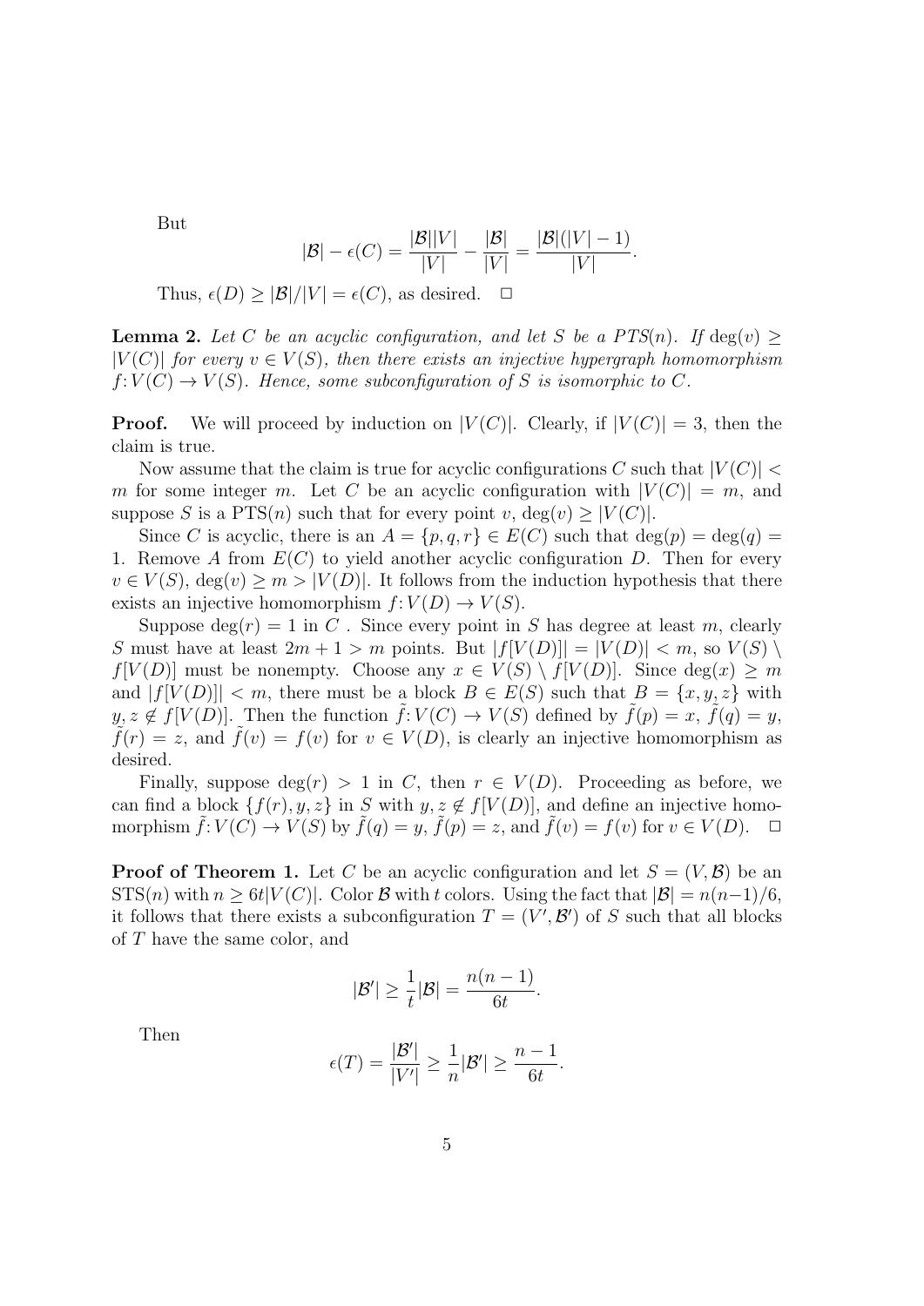But

$$|\mathcal{B}| - \epsilon(C) = \frac{|\mathcal{B}||V|}{|V|} - \frac{|\mathcal{B}|}{|V|} = \frac{|\mathcal{B}|(|V|-1)}{|V|}.$$

Thus, $\epsilon(D) \geq |\mathcal{B}|/|V| = \epsilon(C)$, as desired. $\square$

**Lemma 2.** *Let $C$ be an acyclic configuration, and let $S$ be a PTS$(n)$. If $\deg(v) \geq |V(C)|$ for every $v \in V(S)$, then there exists an injective hypergraph homomorphism $f\colon V(C) \to V(S)$. Hence, some subconfiguration of $S$ is isomorphic to $C$.*

**Proof.** We will proceed by induction on $|V(C)|$. Clearly, if $|V(C)| = 3$, then the claim is true.

Now assume that the claim is true for acyclic configurations $C$ such that $|V(C)| < m$ for some integer $m$. Let $C$ be an acyclic configuration with $|V(C)| = m$, and suppose $S$ is a PTS$(n)$ such that for every point $v$, $\deg(v) \geq |V(C)|$.

Since $C$ is acyclic, there is an $A = \{p, q, r\} \in E(C)$ such that $\deg(p) = \deg(q) = 1$. Remove $A$ from $E(C)$ to yield another acyclic configuration $D$. Then for every $v \in V(S)$, $\deg(v) \geq m > |V(D)|$. It follows from the induction hypothesis that there exists an injective homomorphism $f\colon V(D) \to V(S)$.

Suppose $\deg(r) = 1$ in $C$ . Since every point in $S$ has degree at least $m$, clearly $S$ must have at least $2m + 1 > m$ points. But $|f[V(D)]| = |V(D)| < m$, so $V(S) \setminus f[V(D)]$ must be nonempty. Choose any $x \in V(S) \setminus f[V(D)]$. Since $\deg(x) \geq m$ and $|f[V(D)]| < m$, there must be a block $B \in E(S)$ such that $B = \{x, y, z\}$ with $y, z \notin f[V(D)]$. Then the function $\tilde{f}\colon V(C) \to V(S)$ defined by $\tilde{f}(p) = x$, $\tilde{f}(q) = y$, $\tilde{f}(r) = z$, and $\tilde{f}(v) = f(v)$ for $v \in V(D)$, is clearly an injective homomorphism as desired.

Finally, suppose $\deg(r) > 1$ in $C$, then $r \in V(D)$. Proceeding as before, we can find a block $\{f(r), y, z\}$ in $S$ with $y, z \notin f[V(D)]$, and define an injective homomorphism $\tilde{f}\colon V(C) \to V(S)$ by $\tilde{f}(q) = y$, $\tilde{f}(p) = z$, and $\tilde{f}(v) = f(v)$ for $v \in V(D)$. $\square$

**Proof of Theorem 1.** Let $C$ be an acyclic configuration and let $S = (V, \mathcal{B})$ be an STS$(n)$ with $n \geq 6t|V(C)|$. Color $\mathcal{B}$ with $t$ colors. Using the fact that $|\mathcal{B}| = n(n-1)/6$, it follows that there exists a subconfiguration $T = (V', \mathcal{B}')$ of $S$ such that all blocks of $T$ have the same color, and

$$|\mathcal{B}'| \geq \frac{1}{t}|\mathcal{B}| = \frac{n(n-1)}{6t}.$$

Then

$$\epsilon(T) = \frac{|\mathcal{B}'|}{|V'|} \geq \frac{1}{n}|\mathcal{B}'| \geq \frac{n-1}{6t}.$$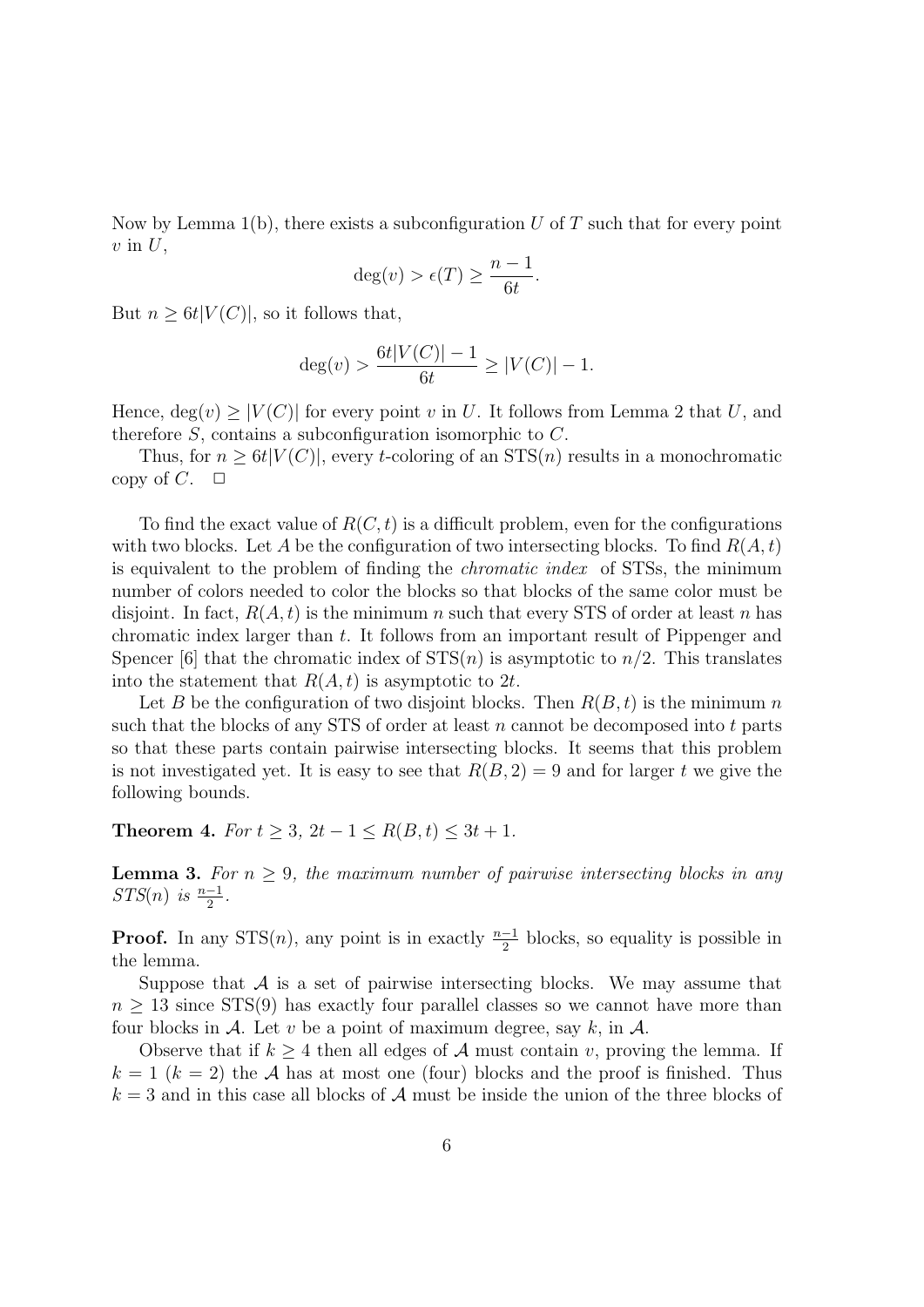Now by Lemma 1(b), there exists a subconfiguration $U$ of $T$ such that for every point $v$ in $U$,

$$\deg(v) > \epsilon(T) \geq \frac{n-1}{6t}.$$

But $n \geq 6t|V(C)|$, so it follows that,

$$\deg(v) > \frac{6t|V(C)| - 1}{6t} \geq |V(C)| - 1.$$

Hence, $\deg(v) \geq |V(C)|$ for every point $v$ in $U$. It follows from Lemma 2 that $U$, and therefore $S$, contains a subconfiguration isomorphic to $C$.

Thus, for $n \geq 6t|V(C)|$, every $t$-coloring of an STS($n$) results in a monochromatic copy of $C$. $\square$

To find the exact value of $R(C,t)$ is a difficult problem, even for the configurations with two blocks. Let $A$ be the configuration of two intersecting blocks. To find $R(A,t)$ is equivalent to the problem of finding the *chromatic index* of STSs, the minimum number of colors needed to color the blocks so that blocks of the same color must be disjoint. In fact, $R(A,t)$ is the minimum $n$ such that every STS of order at least $n$ has chromatic index larger than $t$. It follows from an important result of Pippenger and Spencer [6] that the chromatic index of STS($n$) is asymptotic to $n/2$. This translates into the statement that $R(A,t)$ is asymptotic to $2t$.

Let $B$ be the configuration of two disjoint blocks. Then $R(B,t)$ is the minimum $n$ such that the blocks of any STS of order at least $n$ cannot be decomposed into $t$ parts so that these parts contain pairwise intersecting blocks. It seems that this problem is not investigated yet. It is easy to see that $R(B,2) = 9$ and for larger $t$ we give the following bounds.

**Theorem 4.** *For $t \geq 3$, $2t - 1 \leq R(B,t) \leq 3t + 1$.*

**Lemma 3.** *For $n \geq 9$, the maximum number of pairwise intersecting blocks in any STS($n$) is $\frac{n-1}{2}$.*

**Proof.** In any STS($n$), any point is in exactly $\frac{n-1}{2}$ blocks, so equality is possible in the lemma.

Suppose that $\mathcal{A}$ is a set of pairwise intersecting blocks. We may assume that $n \geq 13$ since STS(9) has exactly four parallel classes so we cannot have more than four blocks in $\mathcal{A}$. Let $v$ be a point of maximum degree, say $k$, in $\mathcal{A}$.

Observe that if $k \geq 4$ then all edges of $\mathcal{A}$ must contain $v$, proving the lemma. If $k = 1$ ($k = 2$) the $\mathcal{A}$ has at most one (four) blocks and the proof is finished. Thus $k = 3$ and in this case all blocks of $\mathcal{A}$ must be inside the union of the three blocks of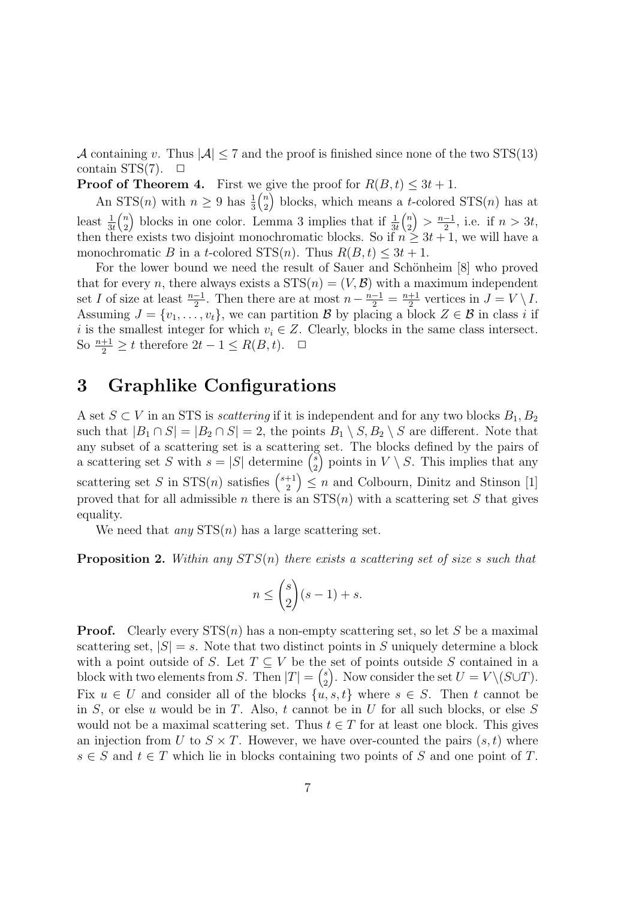$\mathcal{A}$ containing $v$. Thus $|\mathcal{A}| \leq 7$ and the proof is finished since none of the two STS(13) contain STS(7). $\square$

**Proof of Theorem 4.** First we give the proof for $R(B,t) \leq 3t+1$.

An STS($n$) with $n \geq 9$ has $\frac{1}{3}\binom{n}{2}$ blocks, which means a $t$-colored STS($n$) has at least $\frac{1}{3t}\binom{n}{2}$ blocks in one color. Lemma 3 implies that if $\frac{1}{3t}\binom{n}{2} > \frac{n-1}{2}$, i.e. if $n > 3t$, then there exists two disjoint monochromatic blocks. So if $n \geq 3t+1$, we will have a monochromatic $B$ in a $t$-colored STS($n$). Thus $R(B,t) \leq 3t+1$.

For the lower bound we need the result of Sauer and Schönheim [8] who proved that for every $n$, there always exists a STS($n$) $= (V, \mathcal{B})$ with a maximum independent set $I$ of size at least $\frac{n-1}{2}$. Then there are at most $n - \frac{n-1}{2} = \frac{n+1}{2}$ vertices in $J = V \setminus I$. Assuming $J = \{v_1, \dots, v_t\}$, we can partition $\mathcal{B}$ by placing a block $Z \in \mathcal{B}$ in class $i$ if $i$ is the smallest integer for which $v_i \in Z$. Clearly, blocks in the same class intersect. So $\frac{n+1}{2} \geq t$ therefore $2t-1 \leq R(B,t)$. $\square$

# 3 Graphlike Configurations

A set $S \subset V$ in an STS is *scattering* if it is independent and for any two blocks $B_1, B_2$ such that $|B_1 \cap S| = |B_2 \cap S| = 2$, the points $B_1 \setminus S, B_2 \setminus S$ are different. Note that any subset of a scattering set is a scattering set. The blocks defined by the pairs of a scattering set $S$ with $s = |S|$ determine $\binom{s}{2}$ points in $V \setminus S$. This implies that any scattering set $S$ in STS($n$) satisfies $\binom{s+1}{2} \leq n$ and Colbourn, Dinitz and Stinson [1] proved that for all admissible $n$ there is an STS($n$) with a scattering set $S$ that gives equality.

We need that *any* STS($n$) has a large scattering set.

**Proposition 2.** *Within any STS($n$) there exists a scattering set of size $s$ such that*

$$n \leq \binom{s}{2}(s-1) + s.$$

**Proof.** Clearly every STS($n$) has a non-empty scattering set, so let $S$ be a maximal scattering set, $|S| = s$. Note that two distinct points in $S$ uniquely determine a block with a point outside of $S$. Let $T \subseteq V$ be the set of points outside $S$ contained in a block with two elements from $S$. Then $|T| = \binom{s}{2}$. Now consider the set $U = V \setminus (S \cup T)$. Fix $u \in U$ and consider all of the blocks $\{u, s, t\}$ where $s \in S$. Then $t$ cannot be in $S$, or else $u$ would be in $T$. Also, $t$ cannot be in $U$ for all such blocks, or else $S$ would not be a maximal scattering set. Thus $t \in T$ for at least one block. This gives an injection from $U$ to $S \times T$. However, we have over-counted the pairs $(s,t)$ where $s \in S$ and $t \in T$ which lie in blocks containing two points of $S$ and one point of $T$.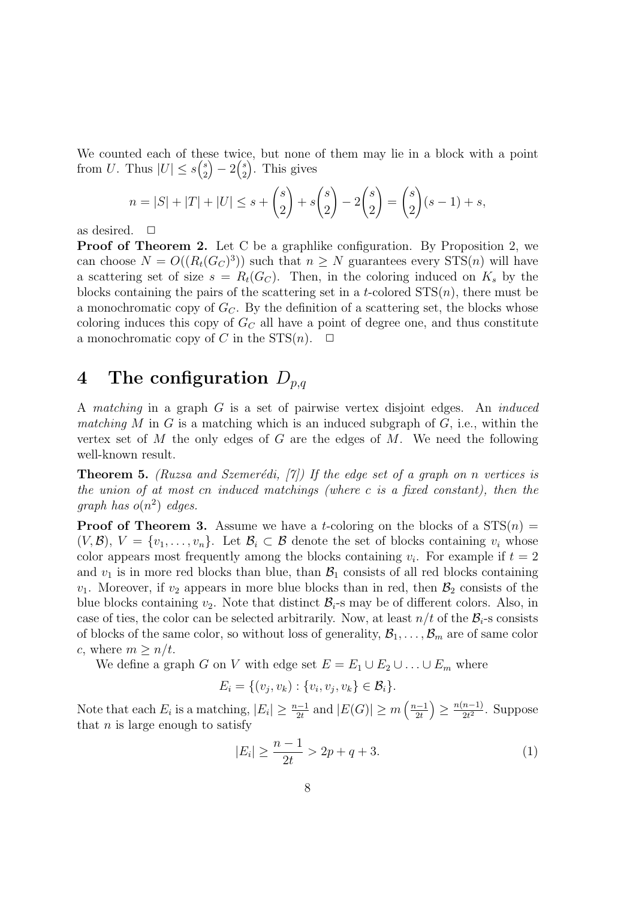We counted each of these twice, but none of them may lie in a block with a point from $U$. Thus $|U| \le s\binom{s}{2} - 2\binom{s}{2}$. This gives

$$n = |S| + |T| + |U| \le s + \binom{s}{2} + s\binom{s}{2} - 2\binom{s}{2} = \binom{s}{2}(s-1) + s,$$

as desired. $\square$

**Proof of Theorem 2.** Let C be a graphlike configuration. By Proposition 2, we can choose $N = O((R_t(G_C)^3))$ such that $n \ge N$ guarantees every STS($n$) will have a scattering set of size $s = R_t(G_C)$. Then, in the coloring induced on $K_s$ by the blocks containing the pairs of the scattering set in a $t$-colored STS($n$), there must be a monochromatic copy of $G_C$. By the definition of a scattering set, the blocks whose coloring induces this copy of $G_C$ all have a point of degree one, and thus constitute a monochromatic copy of $C$ in the STS($n$). $\square$

# 4 The configuration $D_{p,q}$

A *matching* in a graph $G$ is a set of pairwise vertex disjoint edges. An *induced matching* $M$ in $G$ is a matching which is an induced subgraph of $G$, i.e., within the vertex set of $M$ the only edges of $G$ are the edges of $M$. We need the following well-known result.

**Theorem 5.** *(Ruzsa and Szemerédi, [7]) If the edge set of a graph on n vertices is the union of at most cn induced matchings (where c is a fixed constant), then the graph has $o(n^2)$ edges.*

**Proof of Theorem 3.** Assume we have a $t$-coloring on the blocks of a STS($n$) $= (V, \mathcal{B})$, $V = \{v_1, \ldots, v_n\}$. Let $\mathcal{B}_i \subset \mathcal{B}$ denote the set of blocks containing $v_i$ whose color appears most frequently among the blocks containing $v_i$. For example if $t = 2$ and $v_1$ is in more red blocks than blue, than $\mathcal{B}_1$ consists of all red blocks containing $v_1$. Moreover, if $v_2$ appears in more blue blocks than in red, then $\mathcal{B}_2$ consists of the blue blocks containing $v_2$. Note that distinct $\mathcal{B}_i$-s may be of different colors. Also, in case of ties, the color can be selected arbitrarily. Now, at least $n/t$ of the $\mathcal{B}_i$-s consists of blocks of the same color, so without loss of generality, $\mathcal{B}_1, \ldots, \mathcal{B}_m$ are of same color $c$, where $m \ge n/t$.

We define a graph $G$ on $V$ with edge set $E = E_1 \cup E_2 \cup \ldots \cup E_m$ where

$$E_i = \{(v_j, v_k) : \{v_i, v_j, v_k\} \in \mathcal{B}_i\}.$$

Note that each $E_i$ is a matching, $|E_i| \ge \frac{n-1}{2t}$ and $|E(G)| \ge m\left(\frac{n-1}{2t}\right) \ge \frac{n(n-1)}{2t^2}$. Suppose that $n$ is large enough to satisfy

$$|E_i| \ge \frac{n-1}{2t} > 2p + q + 3. \tag{1}$$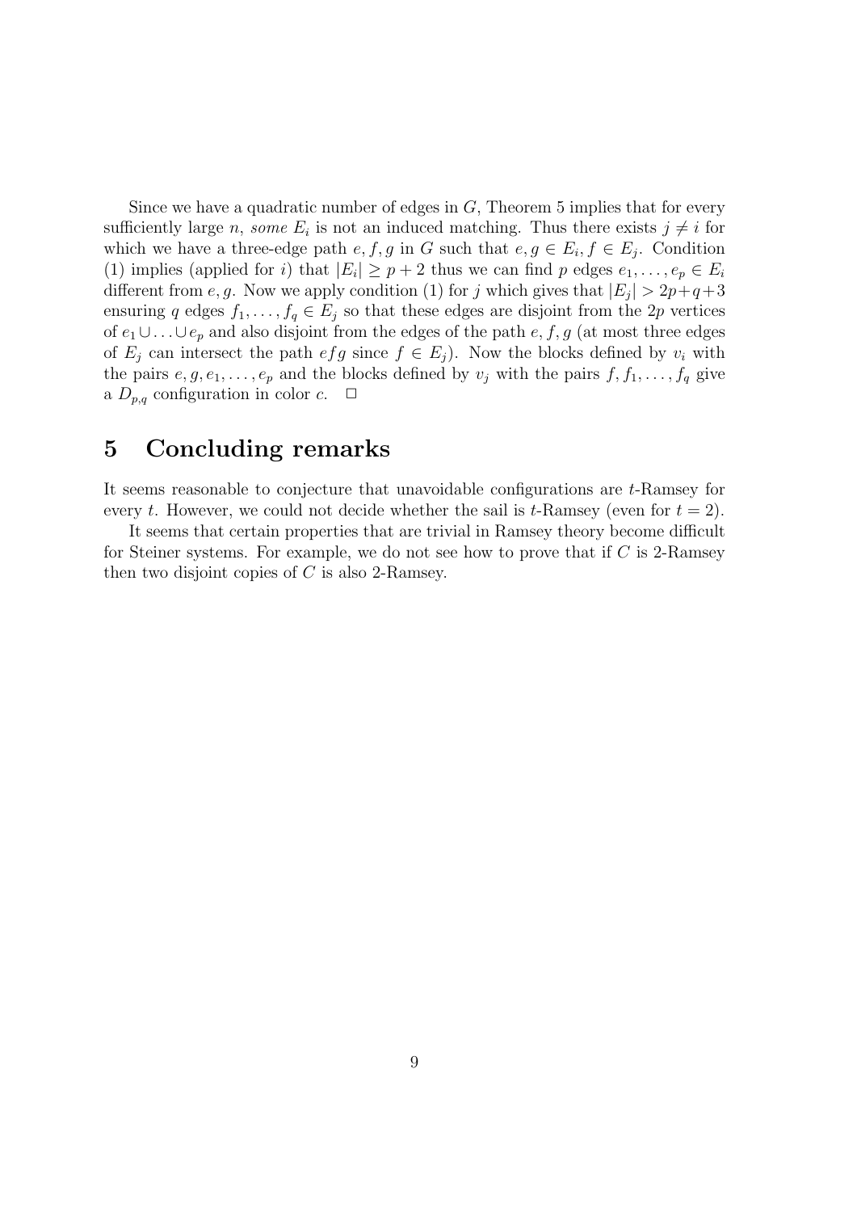Since we have a quadratic number of edges in $G$, Theorem 5 implies that for every sufficiently large $n$, *some* $E_i$ is not an induced matching. Thus there exists $j \neq i$ for which we have a three-edge path $e, f, g$ in $G$ such that $e, g \in E_i, f \in E_j$. Condition (1) implies (applied for $i$) that $|E_i| \geq p + 2$ thus we can find $p$ edges $e_1, \ldots, e_p \in E_i$ different from $e, g$. Now we apply condition (1) for $j$ which gives that $|E_j| > 2p + q + 3$ ensuring $q$ edges $f_1, \ldots, f_q \in E_j$ so that these edges are disjoint from the $2p$ vertices of $e_1 \cup \ldots \cup e_p$ and also disjoint from the edges of the path $e, f, g$ (at most three edges of $E_j$ can intersect the path $efg$ since $f \in E_j$). Now the blocks defined by $v_i$ with the pairs $e, g, e_1, \ldots, e_p$ and the blocks defined by $v_j$ with the pairs $f, f_1, \ldots, f_q$ give a $D_{p,q}$ configuration in color $c$. $\Box$

## 5 Concluding remarks

It seems reasonable to conjecture that unavoidable configurations are $t$-Ramsey for every $t$. However, we could not decide whether the sail is $t$-Ramsey (even for $t = 2$).

It seems that certain properties that are trivial in Ramsey theory become difficult for Steiner systems. For example, we do not see how to prove that if $C$ is 2-Ramsey then two disjoint copies of $C$ is also 2-Ramsey.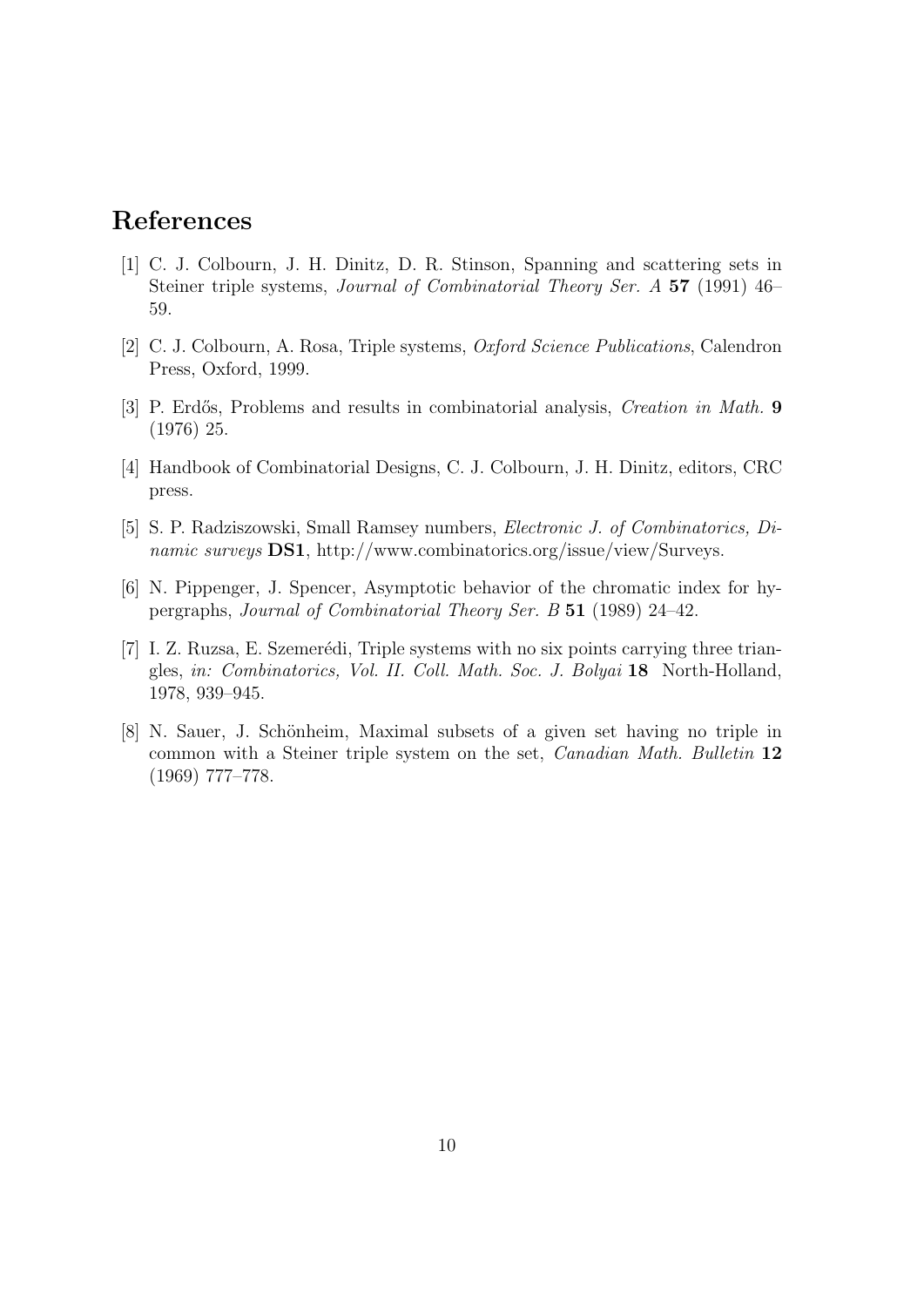## References

[1] C. J. Colbourn, J. H. Dinitz, D. R. Stinson, Spanning and scattering sets in Steiner triple systems, *Journal of Combinatorial Theory Ser. A* **57** (1991) 46–59.

[2] C. J. Colbourn, A. Rosa, Triple systems, *Oxford Science Publications*, Calendron Press, Oxford, 1999.

[3] P. Erdős, Problems and results in combinatorial analysis, *Creation in Math.* **9** (1976) 25.

[4] Handbook of Combinatorial Designs, C. J. Colbourn, J. H. Dinitz, editors, CRC press.

[5] S. P. Radziszowski, Small Ramsey numbers, *Electronic J. of Combinatorics, Dinamic surveys* **DS1**, http://www.combinatorics.org/issue/view/Surveys.

[6] N. Pippenger, J. Spencer, Asymptotic behavior of the chromatic index for hypergraphs, *Journal of Combinatorial Theory Ser. B* **51** (1989) 24–42.

[7] I. Z. Ruzsa, E. Szemerédi, Triple systems with no six points carrying three triangles, *in: Combinatorics, Vol. II. Coll. Math. Soc. J. Bolyai* **18** North-Holland, 1978, 939–945.

[8] N. Sauer, J. Schönheim, Maximal subsets of a given set having no triple in common with a Steiner triple system on the set, *Canadian Math. Bulletin* **12** (1969) 777–778.